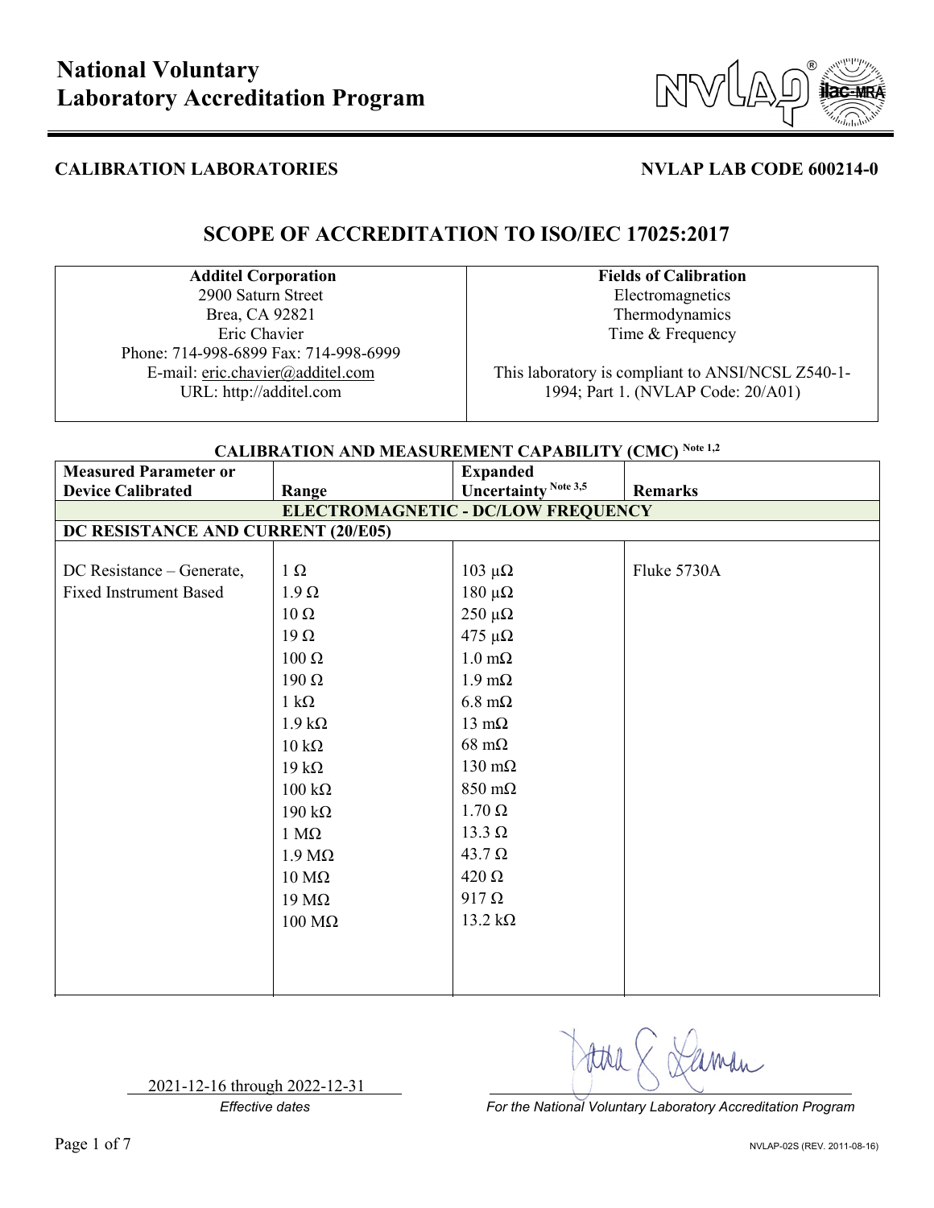# National Voluntary Laboratory Accreditation Program

**CALIBRATION LABORATORIES** **NVLAP LAB CODE 600214-0**

## SCOPE OF ACCREDITATION TO ISO/IEC 17025:2017

| **Additel Corporation** | **Fields of Calibration** |
|---|---|
| 2900 Saturn Street<br>Brea, CA 92821<br>Eric Chavier<br>Phone: 714-998-6899 Fax: 714-998-6999<br>E-mail: eric.chavier@additel.com<br>URL: http://additel.com | Electromagnetics<br>Thermodynamics<br>Time & Frequency<br><br>This laboratory is compliant to ANSI/NCSL Z540-1-1994; Part 1. (NVLAP Code: 20/A01) |

**CALIBRATION AND MEASUREMENT CAPABILITY (CMC) Note 1,2**

| Measured Parameter or Device Calibrated | Range | Expanded Uncertainty Note 3,5 | Remarks |
|---|---|---|---|
| **ELECTROMAGNETIC - DC/LOW FREQUENCY** | | | |
| **DC RESISTANCE AND CURRENT (20/E05)** | | | |
| DC Resistance – Generate, Fixed Instrument Based | 1 Ω | 103 μΩ | Fluke 5730A |
| | 1.9 Ω | 180 μΩ | |
| | 10 Ω | 250 μΩ | |
| | 19 Ω | 475 μΩ | |
| | 100 Ω | 1.0 mΩ | |
| | 190 Ω | 1.9 mΩ | |
| | 1 kΩ | 6.8 mΩ | |
| | 1.9 kΩ | 13 mΩ | |
| | 10 kΩ | 68 mΩ | |
| | 19 kΩ | 130 mΩ | |
| | 100 kΩ | 850 mΩ | |
| | 190 kΩ | 1.70 Ω | |
| | 1 MΩ | 13.3 Ω | |
| | 1.9 MΩ | 43.7 Ω | |
| | 10 MΩ | 420 Ω | |
| | 19 MΩ | 917 Ω | |
| | 100 MΩ | 13.2 kΩ | |

2021-12-16 through 2022-12-31

*Effective dates*

*For the National Voluntary Laboratory Accreditation Program*

NVLAP-02S (REV. 2011-08-16)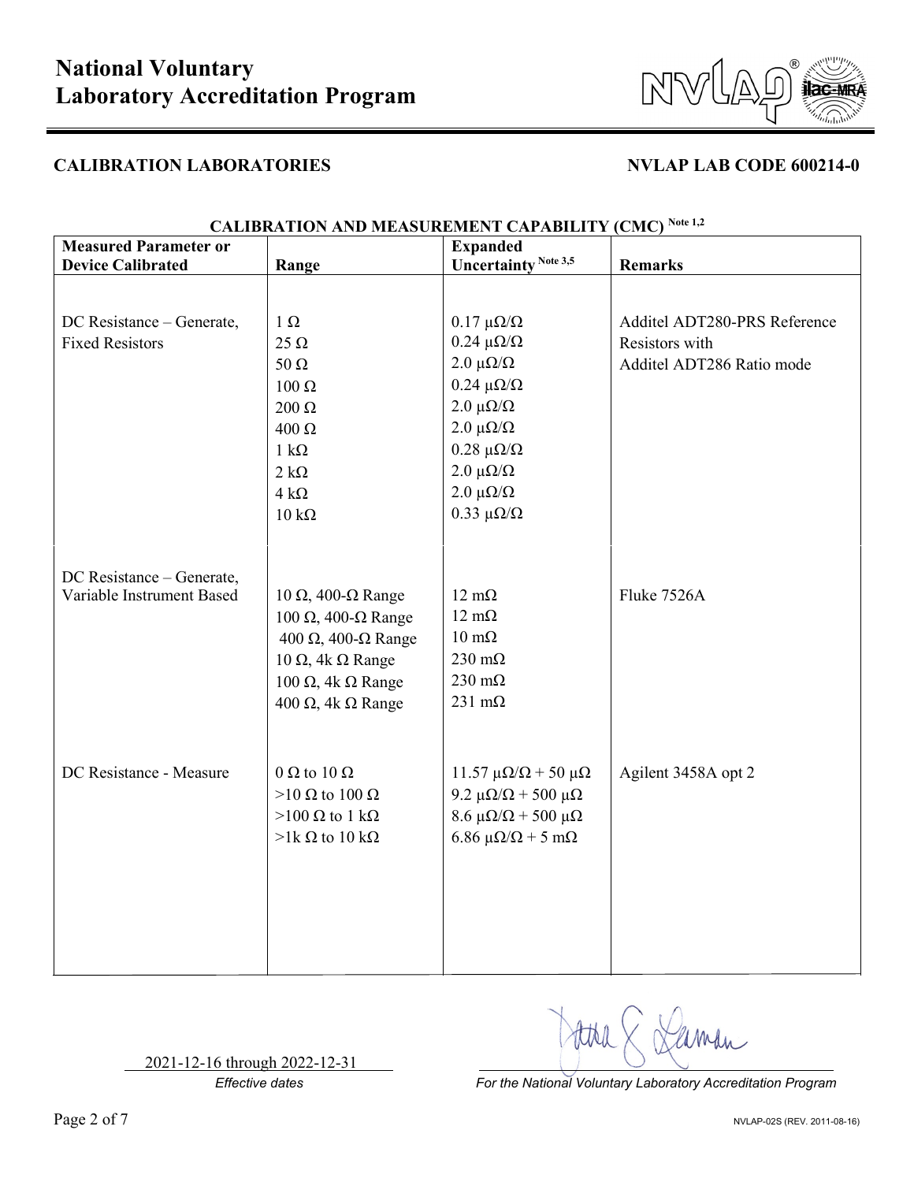# National Voluntary Laboratory Accreditation Program

## CALIBRATION LABORATORIES

**NVLAP LAB CODE 600214-0**

### CALIBRATION AND MEASUREMENT CAPABILITY (CMC) Note 1,2

| Measured Parameter or Device Calibrated | Range | Expanded Uncertainty Note 3,5 | Remarks |
|---|---|---|---|
| DC Resistance – Generate, Fixed Resistors | 1 Ω | 0.17 μΩ/Ω | Additel ADT280-PRS Reference Resistors with Additel ADT286 Ratio mode |
| | 25 Ω | 0.24 μΩ/Ω | |
| | 50 Ω | 2.0 μΩ/Ω | |
| | 100 Ω | 0.24 μΩ/Ω | |
| | 200 Ω | 2.0 μΩ/Ω | |
| | 400 Ω | 2.0 μΩ/Ω | |
| | 1 kΩ | 0.28 μΩ/Ω | |
| | 2 kΩ | 2.0 μΩ/Ω | |
| | 4 kΩ | 2.0 μΩ/Ω | |
| | 10 kΩ | 0.33 μΩ/Ω | |
| DC Resistance – Generate, Variable Instrument Based | 10 Ω, 400-Ω Range | 12 mΩ | Fluke 7526A |
| | 100 Ω, 400-Ω Range | 12 mΩ | |
| | 400 Ω, 400-Ω Range | 10 mΩ | |
| | 10 Ω, 4k Ω Range | 230 mΩ | |
| | 100 Ω, 4k Ω Range | 230 mΩ | |
| | 400 Ω, 4k Ω Range | 231 mΩ | |
| DC Resistance - Measure | 0 Ω to 10 Ω | 11.57 μΩ/Ω + 50 μΩ | Agilent 3458A opt 2 |
| | >10 Ω to 100 Ω | 9.2 μΩ/Ω + 500 μΩ | |
| | >100 Ω to 1 kΩ | 8.6 μΩ/Ω + 500 μΩ | |
| | >1k Ω to 10 kΩ | 6.86 μΩ/Ω + 5 mΩ | |

2021-12-16 through 2022-12-31

*Effective dates*

*For the National Voluntary Laboratory Accreditation Program*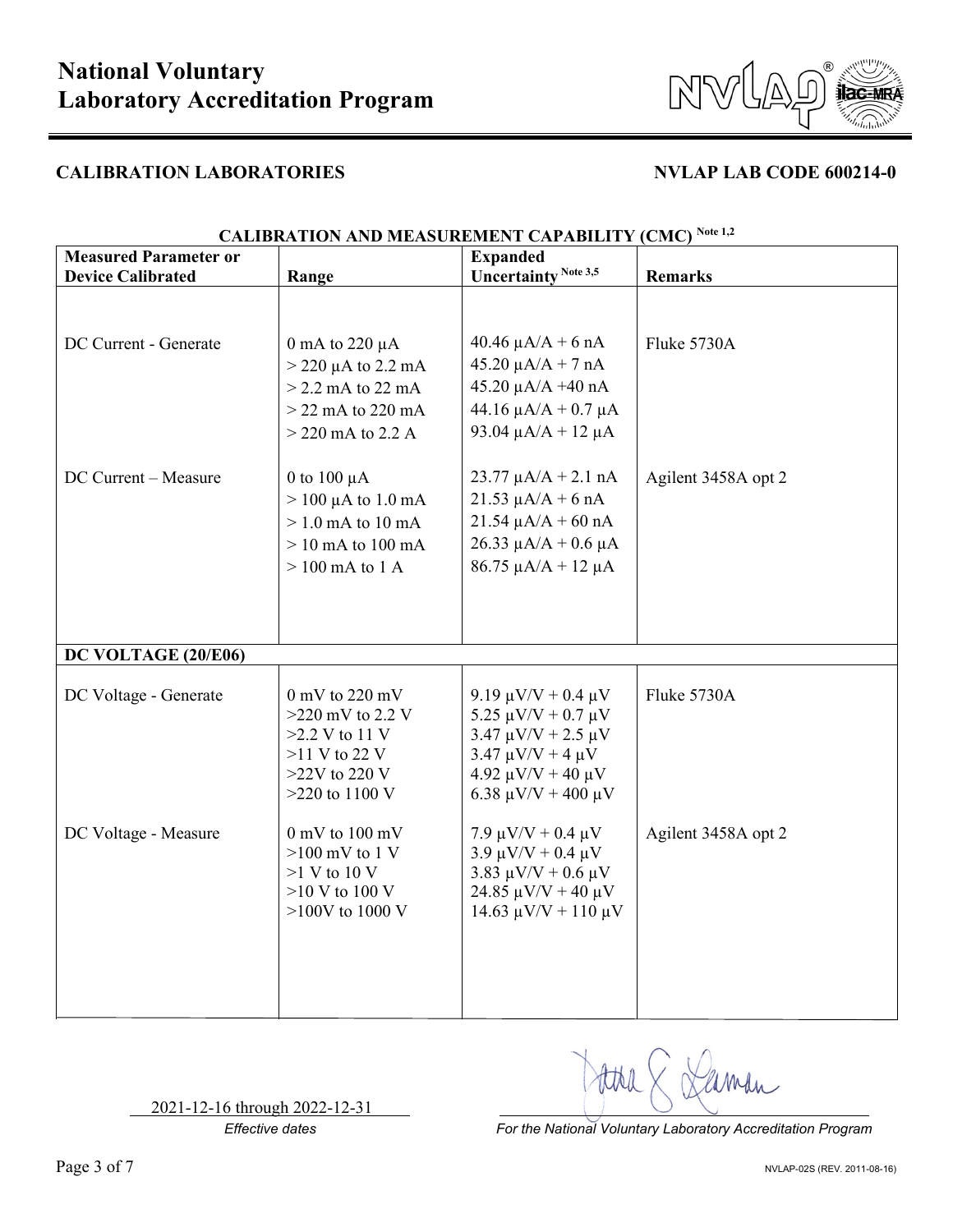# National Voluntary Laboratory Accreditation Program

## CALIBRATION LABORATORIES

**NVLAP LAB CODE 600214-0**

**CALIBRATION AND MEASUREMENT CAPABILITY (CMC)** Note 1,2

| Measured Parameter or Device Calibrated | Range | Expanded Uncertainty Note 3,5 | Remarks |
|---|---|---|---|
| DC Current - Generate | 0 mA to 220 µA | 40.46 µA/A + 6 nA | Fluke 5730A |
| | > 220 µA to 2.2 mA | 45.20 µA/A + 7 nA | |
| | > 2.2 mA to 22 mA | 45.20 µA/A +40 nA | |
| | > 22 mA to 220 mA | 44.16 µA/A + 0.7 µA | |
| | > 220 mA to 2.2 A | 93.04 µA/A + 12 µA | |
| DC Current – Measure | 0 to 100 µA | 23.77 µA/A + 2.1 nA | Agilent 3458A opt 2 |
| | > 100 µA to 1.0 mA | 21.53 µA/A + 6 nA | |
| | > 1.0 mA to 10 mA | 21.54 µA/A + 60 nA | |
| | > 10 mA to 100 mA | 26.33 µA/A + 0.6 µA | |
| | > 100 mA to 1 A | 86.75 µA/A + 12 µA | |
| **DC VOLTAGE (20/E06)** | | | |
| DC Voltage - Generate | 0 mV to 220 mV | 9.19 µV/V + 0.4 µV | Fluke 5730A |
| | >220 mV to 2.2 V | 5.25 µV/V + 0.7 µV | |
| | >2.2 V to 11 V | 3.47 µV/V + 2.5 µV | |
| | >11 V to 22 V | 3.47 µV/V + 4 µV | |
| | >22V to 220 V | 4.92 µV/V + 40 µV | |
| | >220 to 1100 V | 6.38 µV/V + 400 µV | |
| DC Voltage - Measure | 0 mV to 100 mV | 7.9 µV/V + 0.4 µV | Agilent 3458A opt 2 |
| | >100 mV to 1 V | 3.9 µV/V + 0.4 µV | |
| | >1 V to 10 V | 3.83 µV/V + 0.6 µV | |
| | >10 V to 100 V | 24.85 µV/V + 40 µV | |
| | >100V to 1000 V | 14.63 µV/V + 110 µV | |

2021-12-16 through 2022-12-31

*Effective dates*

*For the National Voluntary Laboratory Accreditation Program*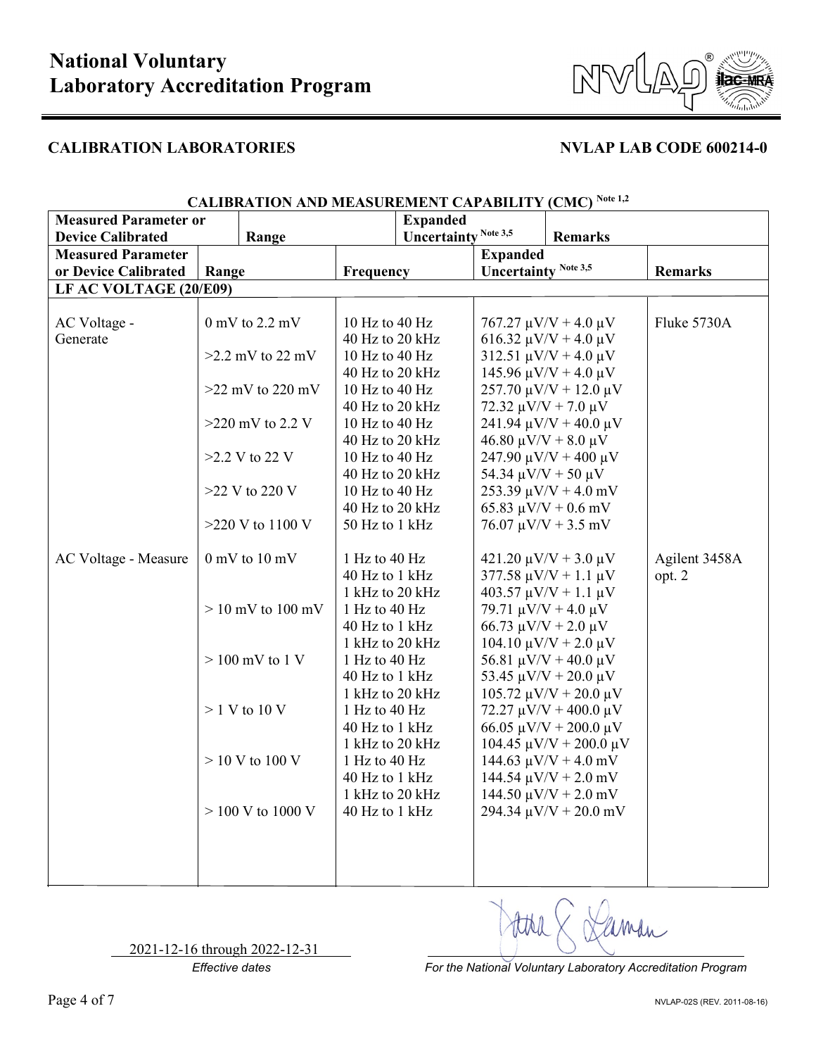# National Voluntary Laboratory Accreditation Program

## CALIBRATION LABORATORIES

**NVLAP LAB CODE 600214-0**

### CALIBRATION AND MEASUREMENT CAPABILITY (CMC) Note 1,2

| Measured Parameter or Device Calibrated | Range | Frequency | Expanded Uncertainty Note 3,5 | Remarks |
|---|---|---|---|---|
| **LF AC VOLTAGE (20/E09)** | | | | |
| AC Voltage - Generate | 0 mV to 2.2 mV | 10 Hz to 40 Hz | 767.27 µV/V + 4.0 µV | Fluke 5730A |
| | | 40 Hz to 20 kHz | 616.32 µV/V + 4.0 µV | |
| | >2.2 mV to 22 mV | 10 Hz to 40 Hz | 312.51 µV/V + 4.0 µV | |
| | | 40 Hz to 20 kHz | 145.96 µV/V + 4.0 µV | |
| | >22 mV to 220 mV | 10 Hz to 40 Hz | 257.70 µV/V + 12.0 µV | |
| | | 40 Hz to 20 kHz | 72.32 µV/V + 7.0 µV | |
| | >220 mV to 2.2 V | 10 Hz to 40 Hz | 241.94 µV/V + 40.0 µV | |
| | | 40 Hz to 20 kHz | 46.80 µV/V + 8.0 µV | |
| | >2.2 V to 22 V | 10 Hz to 40 Hz | 247.90 µV/V + 400 µV | |
| | | 40 Hz to 20 kHz | 54.34 µV/V + 50 µV | |
| | >22 V to 220 V | 10 Hz to 40 Hz | 253.39 µV/V + 4.0 mV | |
| | | 40 Hz to 20 kHz | 65.83 µV/V + 0.6 mV | |
| | >220 V to 1100 V | 50 Hz to 1 kHz | 76.07 µV/V + 3.5 mV | |
| AC Voltage - Measure | 0 mV to 10 mV | 1 Hz to 40 Hz | 421.20 µV/V + 3.0 µV | Agilent 3458A opt. 2 |
| | | 40 Hz to 1 kHz | 377.58 µV/V + 1.1 µV | |
| | | 1 kHz to 20 kHz | 403.57 µV/V + 1.1 µV | |
| | > 10 mV to 100 mV | 1 Hz to 40 Hz | 79.71 µV/V + 4.0 µV | |
| | | 40 Hz to 1 kHz | 66.73 µV/V + 2.0 µV | |
| | | 1 kHz to 20 kHz | 104.10 µV/V + 2.0 µV | |
| | > 100 mV to 1 V | 1 Hz to 40 Hz | 56.81 µV/V + 40.0 µV | |
| | | 40 Hz to 1 kHz | 53.45 µV/V + 20.0 µV | |
| | | 1 kHz to 20 kHz | 105.72 µV/V + 20.0 µV | |
| | > 1 V to 10 V | 1 Hz to 40 Hz | 72.27 µV/V + 400.0 µV | |
| | | 40 Hz to 1 kHz | 66.05 µV/V + 200.0 µV | |
| | | 1 kHz to 20 kHz | 104.45 µV/V + 200.0 µV | |
| | > 10 V to 100 V | 1 Hz to 40 Hz | 144.63 µV/V + 4.0 mV | |
| | | 40 Hz to 1 kHz | 144.54 µV/V + 2.0 mV | |
| | | 1 kHz to 20 kHz | 144.50 µV/V + 2.0 mV | |
| | > 100 V to 1000 V | 40 Hz to 1 kHz | 294.34 µV/V + 20.0 mV | |

2021-12-16 through 2022-12-31

*Effective dates*

*For the National Voluntary Laboratory Accreditation Program*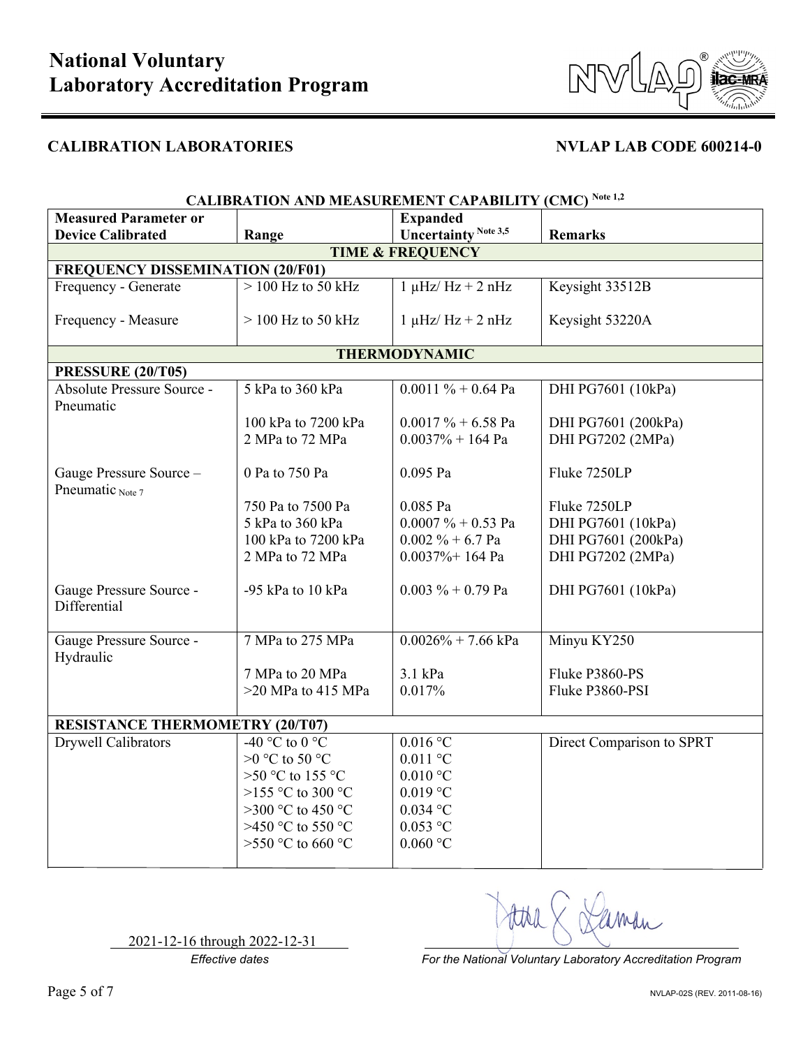# National Voluntary Laboratory Accreditation Program

**CALIBRATION LABORATORIES** **NVLAP LAB CODE 600214-0**

**CALIBRATION AND MEASUREMENT CAPABILITY (CMC) Note 1,2**

| Measured Parameter or Device Calibrated | Range | Expanded Uncertainty Note 3,5 | Remarks |
|---|---|---|---|
| **TIME & FREQUENCY** | | | |
| **FREQUENCY DISSEMINATION (20/F01)** | | | |
| Frequency - Generate | > 100 Hz to 50 kHz | 1 µHz/ Hz + 2 nHz | Keysight 33512B |
| Frequency - Measure | > 100 Hz to 50 kHz | 1 µHz/ Hz + 2 nHz | Keysight 53220A |
| **THERMODYNAMIC** | | | |
| **PRESSURE (20/T05)** | | | |
| Absolute Pressure Source - Pneumatic | 5 kPa to 360 kPa | 0.0011 % + 0.64 Pa | DHI PG7601 (10kPa) |
| | 100 kPa to 7200 kPa | 0.0017 % + 6.58 Pa | DHI PG7601 (200kPa) |
| | 2 MPa to 72 MPa | 0.0037% + 164 Pa | DHI PG7202 (2MPa) |
| Gauge Pressure Source – Pneumatic Note 7 | 0 Pa to 750 Pa | 0.095 Pa | Fluke 7250LP |
| | 750 Pa to 7500 Pa | 0.085 Pa | Fluke 7250LP |
| | 5 kPa to 360 kPa | 0.0007 % + 0.53 Pa | DHI PG7601 (10kPa) |
| | 100 kPa to 7200 kPa | 0.002 % + 6.7 Pa | DHI PG7601 (200kPa) |
| | 2 MPa to 72 MPa | 0.0037%+ 164 Pa | DHI PG7202 (2MPa) |
| Gauge Pressure Source - Differential | -95 kPa to 10 kPa | 0.003 % + 0.79 Pa | DHI PG7601 (10kPa) |
| Gauge Pressure Source - Hydraulic | 7 MPa to 275 MPa | 0.0026% + 7.66 kPa | Minyu KY250 |
| | 7 MPa to 20 MPa | 3.1 kPa | Fluke P3860-PS |
| | >20 MPa to 415 MPa | 0.017% | Fluke P3860-PSI |
| **RESISTANCE THERMOMETRY (20/T07)** | | | |
| Drywell Calibrators | -40 °C to 0 °C | 0.016 °C | Direct Comparison to SPRT |
| | >0 °C to 50 °C | 0.011 °C | |
| | >50 °C to 155 °C | 0.010 °C | |
| | >155 °C to 300 °C | 0.019 °C | |
| | >300 °C to 450 °C | 0.034 °C | |
| | >450 °C to 550 °C | 0.053 °C | |
| | >550 °C to 660 °C | 0.060 °C | |

2021-12-16 through 2022-12-31

*Effective dates*

*For the National Voluntary Laboratory Accreditation Program*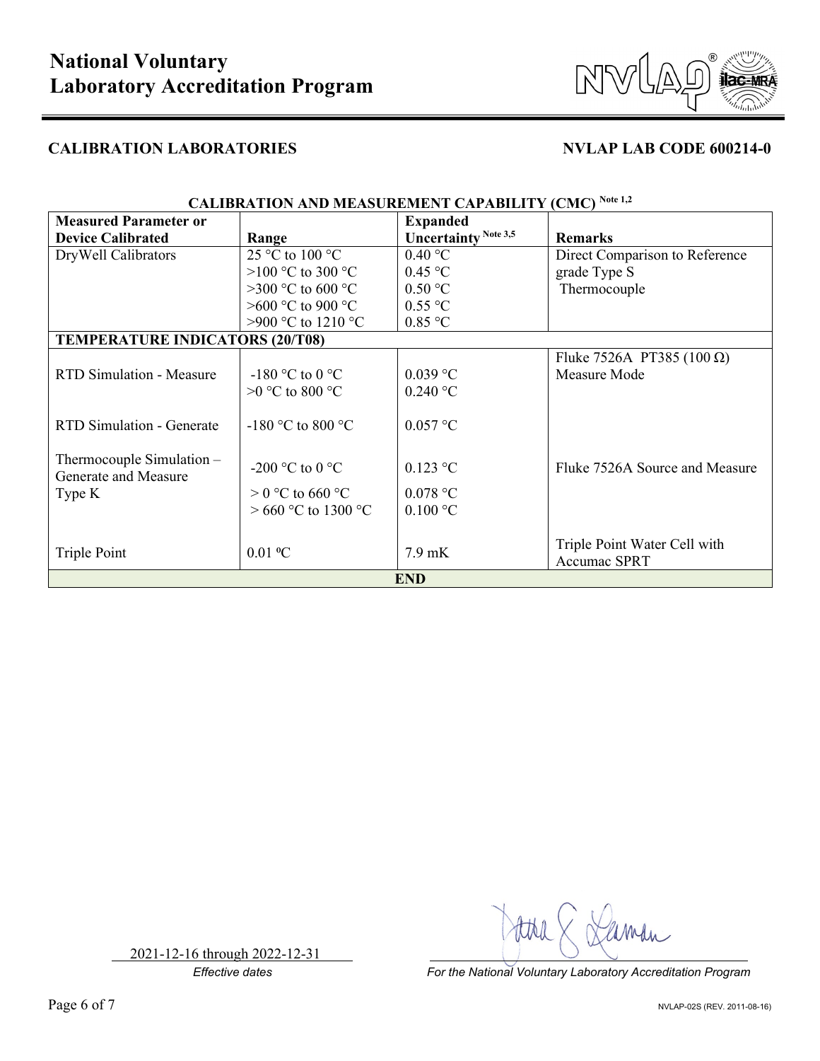# National Voluntary Laboratory Accreditation Program

## CALIBRATION LABORATORIES

**NVLAP LAB CODE 600214-0**

### CALIBRATION AND MEASUREMENT CAPABILITY (CMC) Note 1,2

| Measured Parameter or Device Calibrated | Range | Expanded Uncertainty Note 3,5 | Remarks |
|---|---|---|---|
| DryWell Calibrators | 25 °C to 100 °C | 0.40 °C | Direct Comparison to Reference grade Type S Thermocouple |
| | >100 °C to 300 °C | 0.45 °C | |
| | >300 °C to 600 °C | 0.50 °C | |
| | >600 °C to 900 °C | 0.55 °C | |
| | >900 °C to 1210 °C | 0.85 °C | |
| **TEMPERATURE INDICATORS (20/T08)** | | | |
| RTD Simulation - Measure | -180 °C to 0 °C | 0.039 °C | Fluke 7526A PT385 (100 Ω) Measure Mode |
| | >0 °C to 800 °C | 0.240 °C | |
| RTD Simulation - Generate | -180 °C to 800 °C | 0.057 °C | |
| Thermocouple Simulation – Generate and Measure | -200 °C to 0 °C | 0.123 °C | Fluke 7526A Source and Measure |
| Type K | > 0 °C to 660 °C | 0.078 °C | |
| | > 660 °C to 1300 °C | 0.100 °C | |
| Triple Point | 0.01 ºC | 7.9 mK | Triple Point Water Cell with Accumac SPRT |
| **END** | | | |

2021-12-16 through 2022-12-31

*Effective dates*

*For the National Voluntary Laboratory Accreditation Program*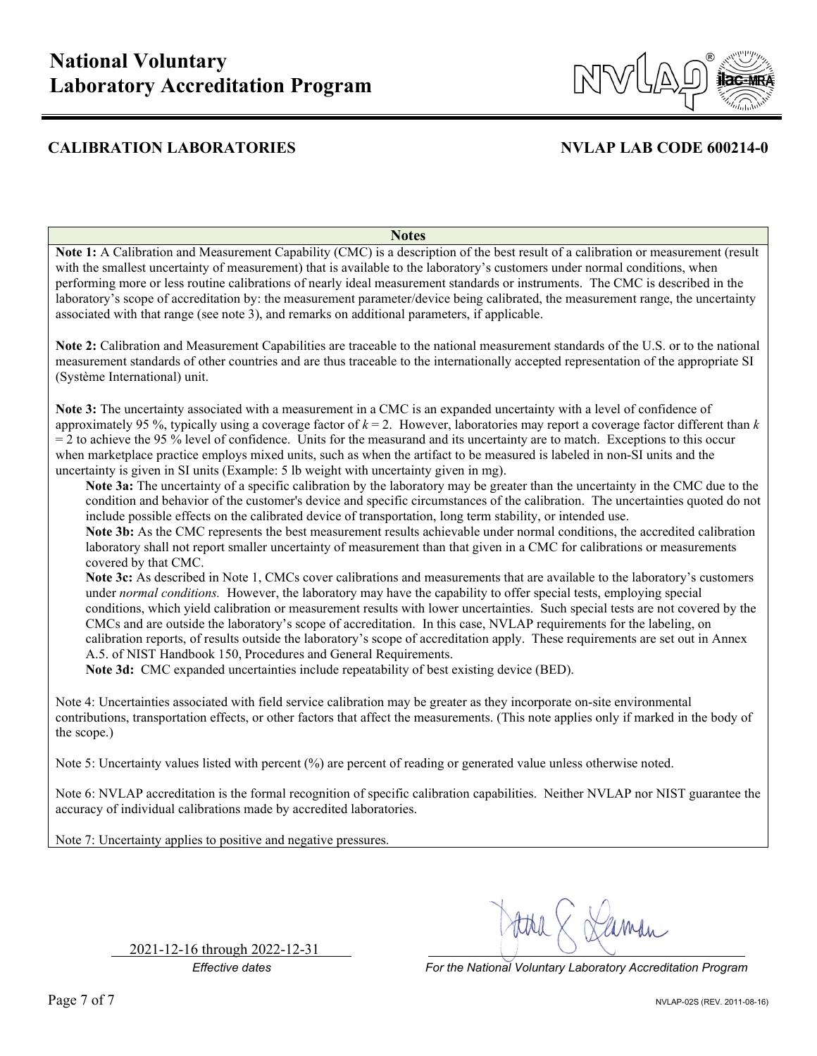# National Voluntary Laboratory Accreditation Program

## CALIBRATION LABORATORIES

## NVLAP LAB CODE 600214-0

| Notes |
|---|
| **Note 1:** A Calibration and Measurement Capability (CMC) is a description of the best result of a calibration or measurement (result with the smallest uncertainty of measurement) that is available to the laboratory's customers under normal conditions, when performing more or less routine calibrations of nearly ideal measurement standards or instruments. The CMC is described in the laboratory's scope of accreditation by: the measurement parameter/device being calibrated, the measurement range, the uncertainty associated with that range (see note 3), and remarks on additional parameters, if applicable. |
| **Note 2:** Calibration and Measurement Capabilities are traceable to the national measurement standards of the U.S. or to the national measurement standards of other countries and are thus traceable to the internationally accepted representation of the appropriate SI (Système International) unit. |
| **Note 3:** The uncertainty associated with a measurement in a CMC is an expanded uncertainty with a level of confidence of approximately 95 %, typically using a coverage factor of $k = 2$. However, laboratories may report a coverage factor different than $k = 2$ to achieve the 95 % level of confidence. Units for the measurand and its uncertainty are to match. Exceptions to this occur when marketplace practice employs mixed units, such as when the artifact to be measured is labeled in non-SI units and the uncertainty is given in SI units (Example: 5 lb weight with uncertainty given in mg). <br>**Note 3a:** The uncertainty of a specific calibration by the laboratory may be greater than the uncertainty in the CMC due to the condition and behavior of the customer's device and specific circumstances of the calibration. The uncertainties quoted do not include possible effects on the calibrated device of transportation, long term stability, or intended use. <br>**Note 3b:** As the CMC represents the best measurement results achievable under normal conditions, the accredited calibration laboratory shall not report smaller uncertainty of measurement than that given in a CMC for calibrations or measurements covered by that CMC. <br>**Note 3c:** As described in Note 1, CMCs cover calibrations and measurements that are available to the laboratory's customers under *normal conditions.* However, the laboratory may have the capability to offer special tests, employing special conditions, which yield calibration or measurement results with lower uncertainties. Such special tests are not covered by the CMCs and are outside the laboratory's scope of accreditation. In this case, NVLAP requirements for the labeling, on calibration reports, of results outside the laboratory's scope of accreditation apply. These requirements are set out in Annex A.5. of NIST Handbook 150, Procedures and General Requirements. <br>**Note 3d:** CMC expanded uncertainties include repeatability of best existing device (BED). |
| Note 4: Uncertainties associated with field service calibration may be greater as they incorporate on-site environmental contributions, transportation effects, or other factors that affect the measurements. (This note applies only if marked in the body of the scope.) |
| Note 5: Uncertainty values listed with percent (%) are percent of reading or generated value unless otherwise noted. |
| Note 6: NVLAP accreditation is the formal recognition of specific calibration capabilities. Neither NVLAP nor NIST guarantee the accuracy of individual calibrations made by accredited laboratories. |
| Note 7: Uncertainty applies to positive and negative pressures. |

2021-12-16 through 2022-12-31

*Effective dates*

*For the National Voluntary Laboratory Accreditation Program*

NVLAP-02S (REV. 2011-08-16)